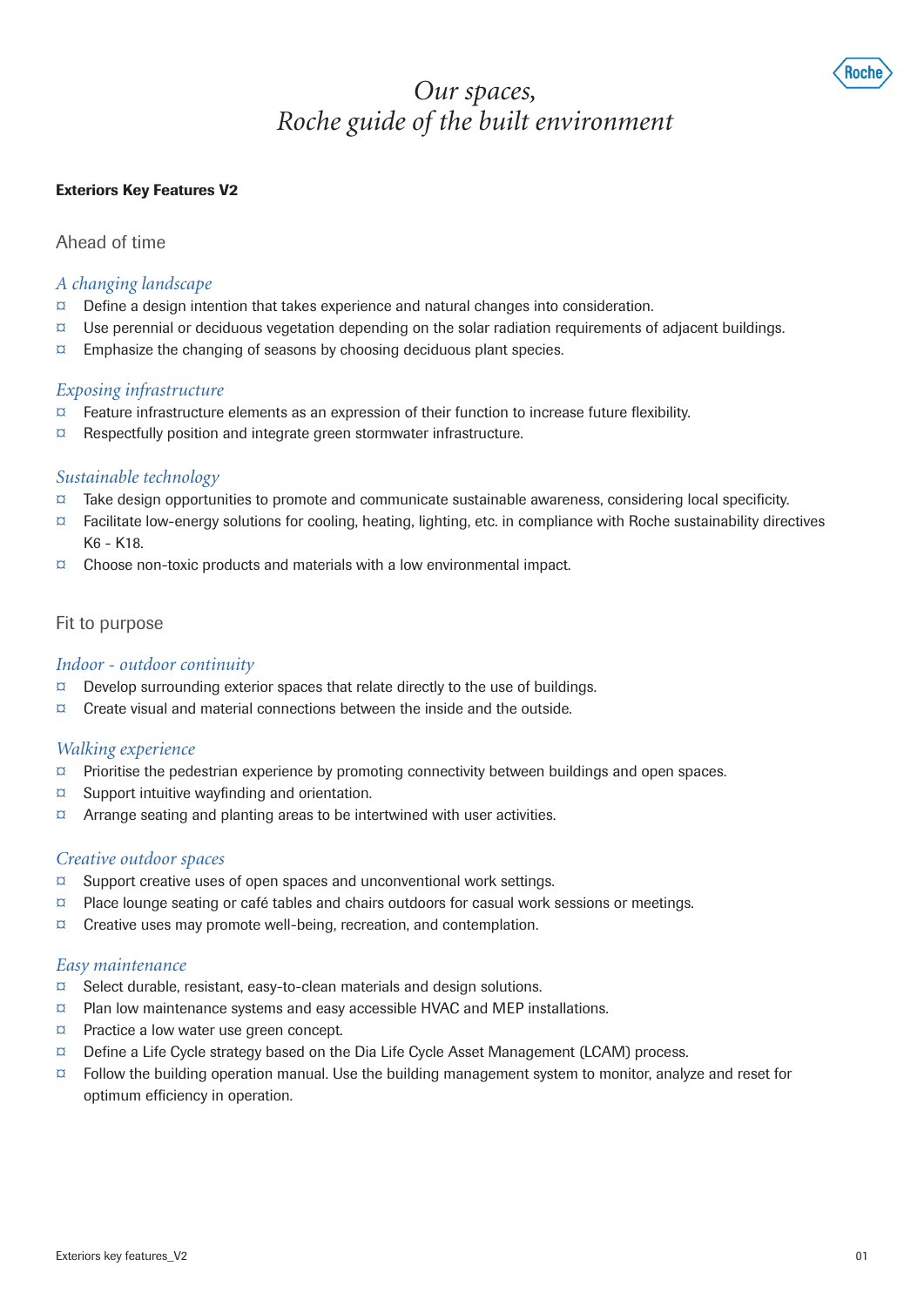# Our spaces,
# Roche guide of the built environment

**Exteriors Key Features V2**

## Ahead of time

### *A changing landscape*

- Define a design intention that takes experience and natural changes into consideration.
- Use perennial or deciduous vegetation depending on the solar radiation requirements of adjacent buildings.
- Emphasize the changing of seasons by choosing deciduous plant species.

### *Exposing infrastructure*

- Feature infrastructure elements as an expression of their function to increase future flexibility.
- Respectfully position and integrate green stormwater infrastructure.

### *Sustainable technology*

- Take design opportunities to promote and communicate sustainable awareness, considering local specificity.
- Facilitate low-energy solutions for cooling, heating, lighting, etc. in compliance with Roche sustainability directives K6 - K18.
- Choose non-toxic products and materials with a low environmental impact.

## Fit to purpose

### *Indoor - outdoor continuity*

- Develop surrounding exterior spaces that relate directly to the use of buildings.
- Create visual and material connections between the inside and the outside.

### *Walking experience*

- Prioritise the pedestrian experience by promoting connectivity between buildings and open spaces.
- Support intuitive wayfinding and orientation.
- Arrange seating and planting areas to be intertwined with user activities.

### *Creative outdoor spaces*

- Support creative uses of open spaces and unconventional work settings.
- Place lounge seating or café tables and chairs outdoors for casual work sessions or meetings.
- Creative uses may promote well-being, recreation, and contemplation.

### *Easy maintenance*

- Select durable, resistant, easy-to-clean materials and design solutions.
- Plan low maintenance systems and easy accessible HVAC and MEP installations.
- Practice a low water use green concept.
- Define a Life Cycle strategy based on the Dia Life Cycle Asset Management (LCAM) process.
- Follow the building operation manual. Use the building management system to monitor, analyze and reset for optimum efficiency in operation.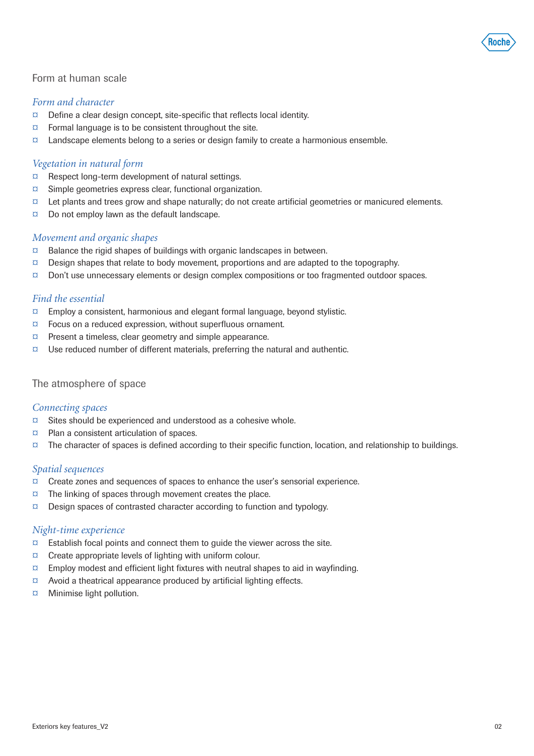## Form at human scale

### *Form and character*

- Define a clear design concept, site-specific that reflects local identity.
- Formal language is to be consistent throughout the site.
- Landscape elements belong to a series or design family to create a harmonious ensemble.

### *Vegetation in natural form*

- Respect long-term development of natural settings.
- Simple geometries express clear, functional organization.
- Let plants and trees grow and shape naturally; do not create artificial geometries or manicured elements.
- Do not employ lawn as the default landscape.

### *Movement and organic shapes*

- Balance the rigid shapes of buildings with organic landscapes in between.
- Design shapes that relate to body movement, proportions and are adapted to the topography.
- Don't use unnecessary elements or design complex compositions or too fragmented outdoor spaces.

### *Find the essential*

- Employ a consistent, harmonious and elegant formal language, beyond stylistic.
- Focus on a reduced expression, without superfluous ornament.
- Present a timeless, clear geometry and simple appearance.
- Use reduced number of different materials, preferring the natural and authentic.

## The atmosphere of space

### *Connecting spaces*

- Sites should be experienced and understood as a cohesive whole.
- Plan a consistent articulation of spaces.
- The character of spaces is defined according to their specific function, location, and relationship to buildings.

### *Spatial sequences*

- Create zones and sequences of spaces to enhance the user's sensorial experience.
- The linking of spaces through movement creates the place.
- Design spaces of contrasted character according to function and typology.

### *Night-time experience*

- Establish focal points and connect them to guide the viewer across the site.
- Create appropriate levels of lighting with uniform colour.
- Employ modest and efficient light fixtures with neutral shapes to aid in wayfinding.
- Avoid a theatrical appearance produced by artificial lighting effects.
- Minimise light pollution.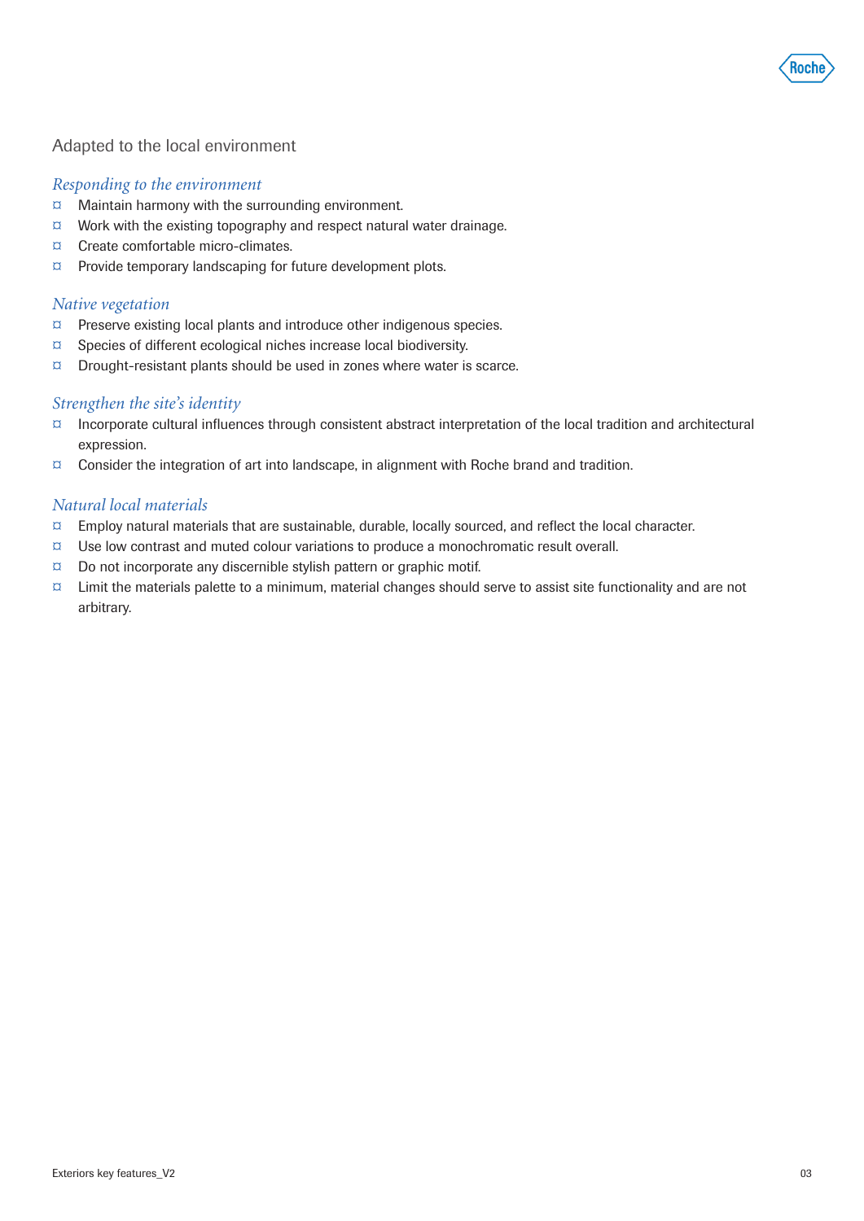## Adapted to the local environment

### *Responding to the environment*

- Maintain harmony with the surrounding environment.
- Work with the existing topography and respect natural water drainage.
- Create comfortable micro-climates.
- Provide temporary landscaping for future development plots.

### *Native vegetation*

- Preserve existing local plants and introduce other indigenous species.
- Species of different ecological niches increase local biodiversity.
- Drought-resistant plants should be used in zones where water is scarce.

### *Strengthen the site's identity*

- Incorporate cultural influences through consistent abstract interpretation of the local tradition and architectural expression.
- Consider the integration of art into landscape, in alignment with Roche brand and tradition.

### *Natural local materials*

- Employ natural materials that are sustainable, durable, locally sourced, and reflect the local character.
- Use low contrast and muted colour variations to produce a monochromatic result overall.
- Do not incorporate any discernible stylish pattern or graphic motif.
- Limit the materials palette to a minimum, material changes should serve to assist site functionality and are not arbitrary.